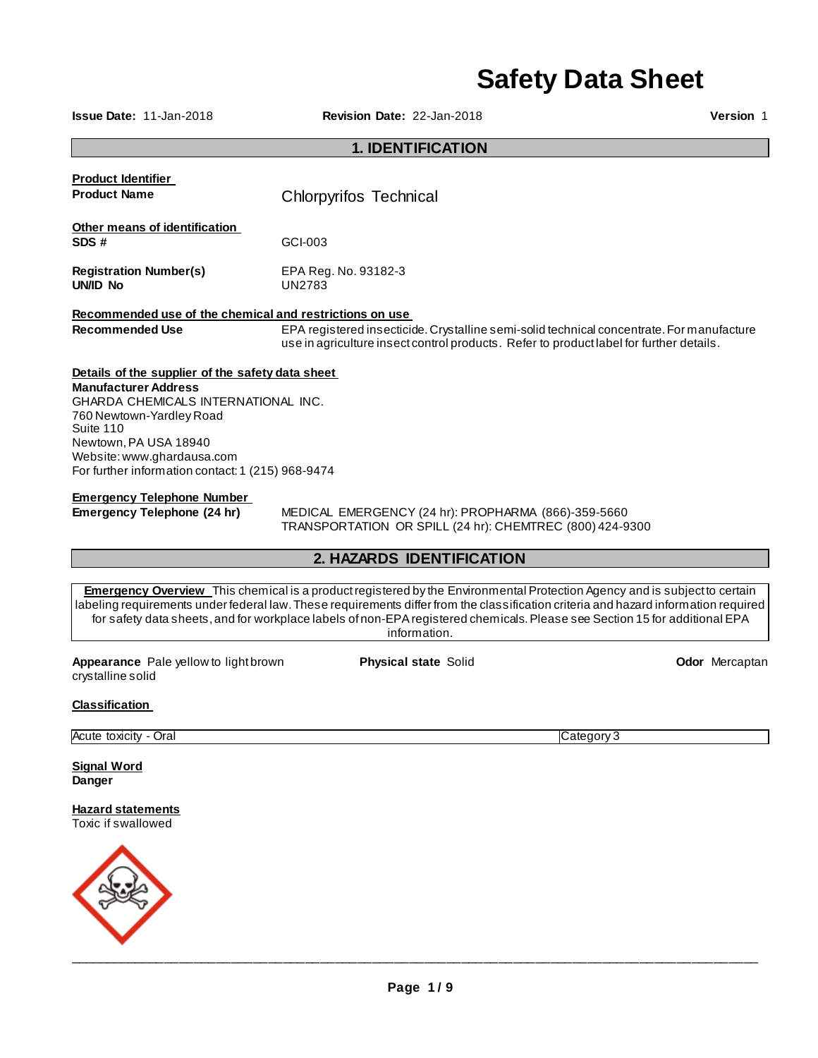# Safety Data Sheet

**Issue Date:** 11-Jan-2018 **Revision Date:** 22-Jan-2018 **Version** 1

## 1. IDENTIFICATION

**Product Identifier**

**Product Name** Chlorpyrifos Technical

**Other means of identification**

**SDS #** GCI-003

**Registration Number(s)** EPA Reg. No. 93182-3

**UN/ID No** UN2783

**Recommended use of the chemical and restrictions on use**

**Recommended Use** EPA registered insecticide. Crystalline semi-solid technical concentrate. For manufacture use in agriculture insect control products. Refer to product label for further details.

**Details of the supplier of the safety data sheet**

**Manufacturer Address**
GHARDA CHEMICALS INTERNATIONAL INC.
760 Newtown-Yardley Road
Suite 110
Newtown, PA USA 18940
Website: www.ghardausa.com
For further information contact: 1 (215) 968-9474

**Emergency Telephone Number**

**Emergency Telephone (24 hr)** MEDICAL EMERGENCY (24 hr): PROPHARMA (866)-359-5660
TRANSPORTATION OR SPILL (24 hr): CHEMTREC (800) 424-9300

## 2. HAZARDS IDENTIFICATION

**Emergency Overview** This chemical is a product registered by the Environmental Protection Agency and is subject to certain labeling requirements under federal law. These requirements differ from the classification criteria and hazard information required for safety data sheets, and for workplace labels of non-EPA registered chemicals. Please see Section 15 for additional EPA information.

**Appearance** Pale yellow to light brown crystalline solid **Physical state** Solid **Odor** Mercaptan

**Classification**

| | |
|---|---|
| Acute toxicity - Oral | Category 3 |

**Signal Word**
**Danger**

**Hazard statements**
Toxic if swallowed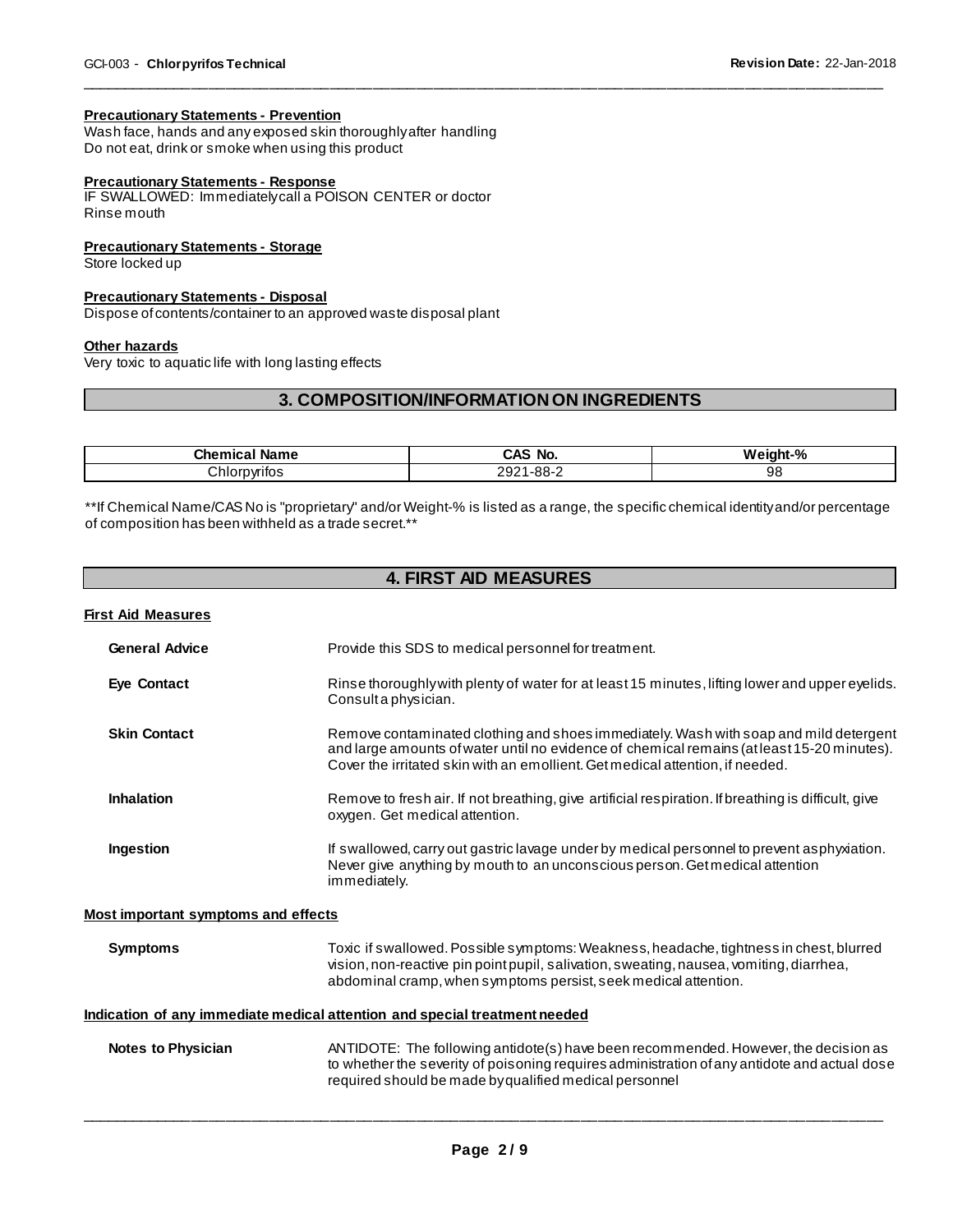#### Precautionary Statements - Prevention

Wash face, hands and any exposed skin thoroughly after handling
Do not eat, drink or smoke when using this product

#### Precautionary Statements - Response

IF SWALLOWED: Immediately call a POISON CENTER or doctor
Rinse mouth

#### Precautionary Statements - Storage

Store locked up

#### Precautionary Statements - Disposal

Dispose of contents/container to an approved waste disposal plant

#### Other hazards

Very toxic to aquatic life with long lasting effects

## 3. COMPOSITION/INFORMATION ON INGREDIENTS

| Chemical Name | CAS No. | Weight-% |
|---|---|---|
| Chlorpyrifos | 2921-88-2 | 98 |

**If Chemical Name/CAS No is "proprietary" and/or Weight-% is listed as a range, the specific chemical identity and/or percentage of composition has been withheld as a trade secret.**

## 4. FIRST AID MEASURES

#### First Aid Measures

**General Advice** Provide this SDS to medical personnel for treatment.

**Eye Contact** Rinse thoroughly with plenty of water for at least 15 minutes, lifting lower and upper eyelids. Consult a physician.

**Skin Contact** Remove contaminated clothing and shoes immediately. Wash with soap and mild detergent and large amounts of water until no evidence of chemical remains (at least 15-20 minutes). Cover the irritated skin with an emollient. Get medical attention, if needed.

**Inhalation** Remove to fresh air. If not breathing, give artificial respiration. If breathing is difficult, give oxygen. Get medical attention.

**Ingestion** If swallowed, carry out gastric lavage under by medical personnel to prevent asphyxiation. Never give anything by mouth to an unconscious person. Get medical attention immediately.

#### Most important symptoms and effects

**Symptoms** Toxic if swallowed. Possible symptoms: Weakness, headache, tightness in chest, blurred vision, non-reactive pin point pupil, salivation, sweating, nausea, vomiting, diarrhea, abdominal cramp, when symptoms persist, seek medical attention.

#### Indication of any immediate medical attention and special treatment needed

**Notes to Physician** ANTIDOTE: The following antidote(s) have been recommended. However, the decision as to whether the severity of poisoning requires administration of any antidote and actual dose required should be made by qualified medical personnel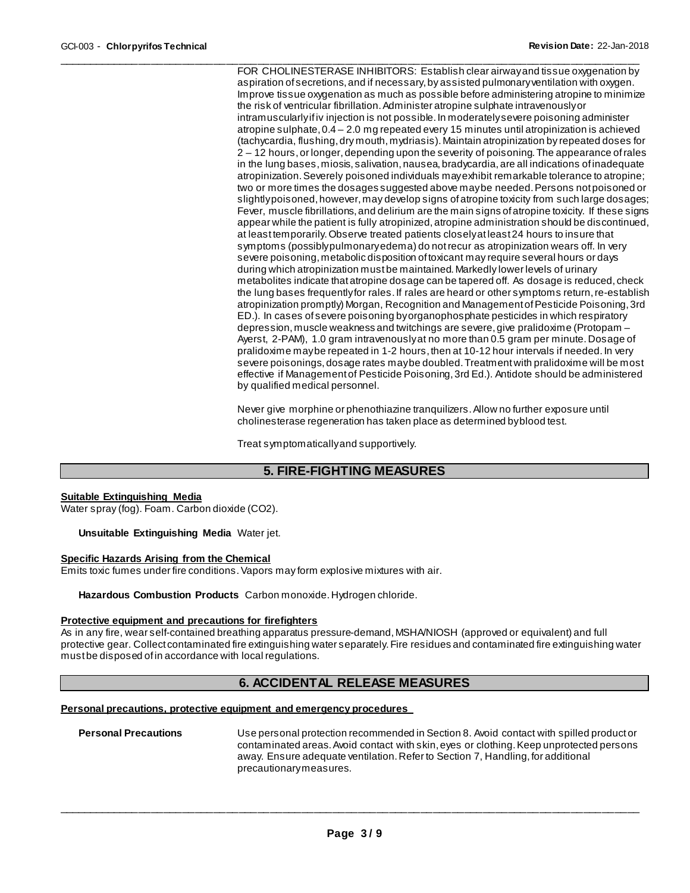FOR CHOLINESTERASE INHIBITORS: Establish clear airway and tissue oxygenation by aspiration of secretions, and if necessary, by assisted pulmonary ventilation with oxygen. Improve tissue oxygenation as much as possible before administering atropine to minimize the risk of ventricular fibrillation. Administer atropine sulphate intravenously or intramuscularly if iv injection is not possible. In moderately severe poisoning administer atropine sulphate, 0.4 – 2.0 mg repeated every 15 minutes until atropinization is achieved (tachycardia, flushing, dry mouth, mydriasis). Maintain atropinization by repeated doses for 2 – 12 hours, or longer, depending upon the severity of poisoning. The appearance of rales in the lung bases, miosis, salivation, nausea, bradycardia, are all indications of inadequate atropinization. Severely poisoned individuals may exhibit remarkable tolerance to atropine; two or more times the dosages suggested above may be needed. Persons not poisoned or slightly poisoned, however, may develop signs of atropine toxicity from such large dosages; Fever, muscle fibrillations, and delirium are the main signs of atropine toxicity. If these signs appear while the patient is fully atropinized, atropine administration should be discontinued, at least temporarily. Observe treated patients closely at least 24 hours to insure that symptoms (possibly pulmonary edema) do not recur as atropinization wears off. In very severe poisoning, metabolic disposition of toxicant may require several hours or days during which atropinization must be maintained. Markedly lower levels of urinary metabolites indicate that atropine dosage can be tapered off. As dosage is reduced, check the lung bases frequently for rales. If rales are heard or other symptoms return, re-establish atropinization promptly) Morgan, Recognition and Management of Pesticide Poisoning, 3rd ED.). In cases of severe poisoning by organophosphate pesticides in which respiratory depression, muscle weakness and twitchings are severe, give pralidoxime (Protopam – Ayerst, 2-PAM), 1.0 gram intravenously at no more than 0.5 gram per minute. Dosage of pralidoxime may be repeated in 1-2 hours, then at 10-12 hour intervals if needed. In very severe poisonings, dosage rates may be doubled. Treatment with pralidoxime will be most effective if Management of Pesticide Poisoning, 3rd Ed.). Antidote should be administered by qualified medical personnel.

Never give morphine or phenothiazine tranquilizers. Allow no further exposure until cholinesterase regeneration has taken place as determined by blood test.

Treat symptomatically and supportively.

## 5. FIRE-FIGHTING MEASURES

**Suitable Extinguishing Media**

Water spray (fog). Foam. Carbon dioxide ($CO_2$).

**Unsuitable Extinguishing Media** Water jet.

**Specific Hazards Arising from the Chemical**

Emits toxic fumes under fire conditions. Vapors may form explosive mixtures with air.

**Hazardous Combustion Products** Carbon monoxide. Hydrogen chloride.

**Protective equipment and precautions for firefighters**

As in any fire, wear self-contained breathing apparatus pressure-demand, MSHA/NIOSH (approved or equivalent) and full protective gear. Collect contaminated fire extinguishing water separately. Fire residues and contaminated fire extinguishing water must be disposed of in accordance with local regulations.

## 6. ACCIDENTAL RELEASE MEASURES

**Personal precautions, protective equipment and emergency procedures**

**Personal Precautions** Use personal protection recommended in Section 8. Avoid contact with spilled product or contaminated areas. Avoid contact with skin, eyes or clothing. Keep unprotected persons away. Ensure adequate ventilation. Refer to Section 7, Handling, for additional precautionary measures.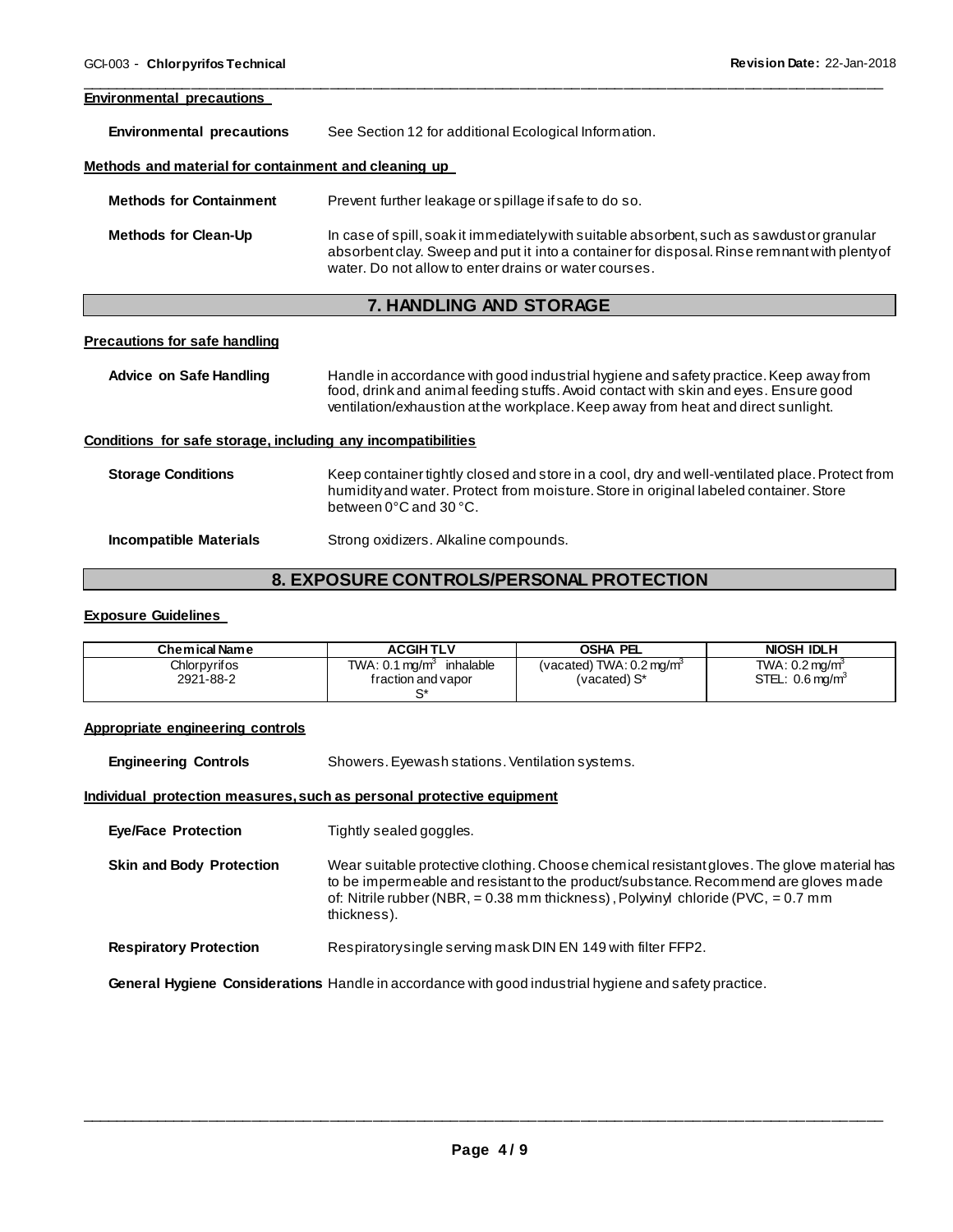#### Environmental precautions

**Environmental precautions** See Section 12 for additional Ecological Information.

#### Methods and material for containment and cleaning up

**Methods for Containment** Prevent further leakage or spillage if safe to do so.

**Methods for Clean-Up** In case of spill, soak it immediately with suitable absorbent, such as sawdust or granular absorbent clay. Sweep and put it into a container for disposal. Rinse remnant with plenty of water. Do not allow to enter drains or water courses.

## 7. HANDLING AND STORAGE

#### Precautions for safe handling

**Advice on Safe Handling** Handle in accordance with good industrial hygiene and safety practice. Keep away from food, drink and animal feeding stuffs. Avoid contact with skin and eyes. Ensure good ventilation/exhaustion at the workplace. Keep away from heat and direct sunlight.

#### Conditions for safe storage, including any incompatibilities

**Storage Conditions** Keep container tightly closed and store in a cool, dry and well-ventilated place. Protect from humidity and water. Protect from moisture. Store in original labeled container. Store between 0°C and 30 °C.

**Incompatible Materials** Strong oxidizers. Alkaline compounds.

## 8. EXPOSURE CONTROLS/PERSONAL PROTECTION

#### Exposure Guidelines

| Chemical Name | ACGIH TLV | OSHA PEL | NIOSH IDLH |
|---|---|---|---|
| Chlorpyrifos 2921-88-2 | TWA: 0.1 mg/m$^3$ inhalable fraction and vapor S* | (vacated) TWA: 0.2 mg/m$^3$ (vacated) S* | TWA: 0.2 mg/m$^3$ STEL: 0.6 mg/m$^3$ |

#### Appropriate engineering controls

**Engineering Controls** Showers. Eyewash stations. Ventilation systems.

#### Individual protection measures, such as personal protective equipment

**Eye/Face Protection** Tightly sealed goggles.

**Skin and Body Protection** Wear suitable protective clothing. Choose chemical resistant gloves. The glove material has to be impermeable and resistant to the product/substance. Recommend are gloves made of: Nitrile rubber (NBR, = 0.38 mm thickness), Polyvinyl chloride (PVC, = 0.7 mm thickness).

**Respiratory Protection** Respiratory single serving mask DIN EN 149 with filter FFP2.

**General Hygiene Considerations** Handle in accordance with good industrial hygiene and safety practice.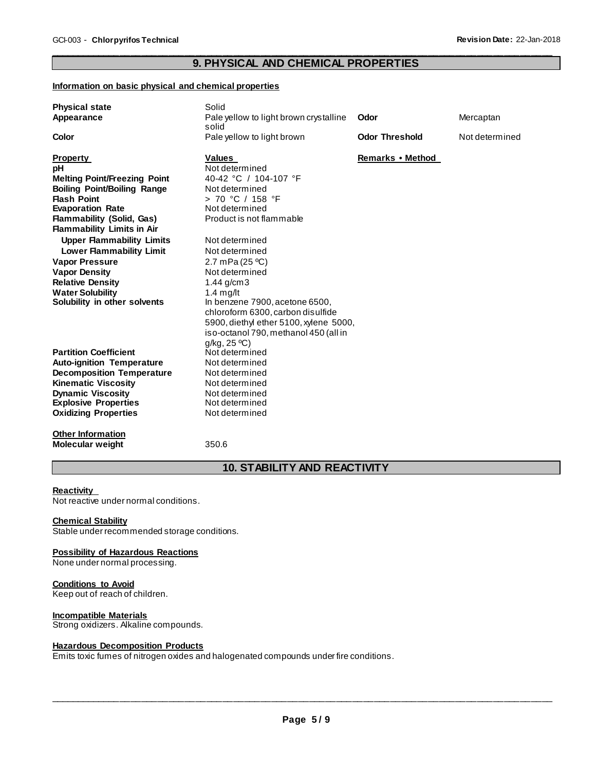## 9. PHYSICAL AND CHEMICAL PROPERTIES

**Information on basic physical and chemical properties**

| | | | |
|---|---|---|---|
| **Physical state** | Solid | | |
| **Appearance** | Pale yellow to light brown crystalline solid | **Odor** | Mercaptan |
| **Color** | Pale yellow to light brown | **Odor Threshold** | Not determined |

| **Property** | **Values** | **Remarks • Method** |
|---|---|---|
| **pH** | Not determined | |
| **Melting Point/Freezing Point** | 40-42 °C / 104-107 °F | |
| **Boiling Point/Boiling Range** | Not determined | |
| **Flash Point** | > 70 °C / 158 °F | |
| **Evaporation Rate** | Not determined | |
| **Flammability (Solid, Gas)** | Product is not flammable | |
| **Flammability Limits in Air** | | |
| **Upper Flammability Limits** | Not determined | |
| **Lower Flammability Limit** | Not determined | |
| **Vapor Pressure** | 2.7 mPa (25 ºC) | |
| **Vapor Density** | Not determined | |
| **Relative Density** | 1.44 g/cm3 | |
| **Water Solubility** | 1.4 mg/lt | |
| **Solubility in other solvents** | In benzene 7900, acetone 6500, chloroform 6300, carbon disulfide 5900, diethyl ether 5100, xylene 5000, iso-octanol 790, methanol 450 (all in g/kg, 25 ºC) | |
| **Partition Coefficient** | Not determined | |
| **Auto-ignition Temperature** | Not determined | |
| **Decomposition Temperature** | Not determined | |
| **Kinematic Viscosity** | Not determined | |
| **Dynamic Viscosity** | Not determined | |
| **Explosive Properties** | Not determined | |
| **Oxidizing Properties** | Not determined | |

**Other Information**

**Molecular weight** 350.6

## 10. STABILITY AND REACTIVITY

**Reactivity**

Not reactive under normal conditions.

**Chemical Stability**

Stable under recommended storage conditions.

**Possibility of Hazardous Reactions**

None under normal processing.

**Conditions to Avoid**

Keep out of reach of children.

**Incompatible Materials**

Strong oxidizers. Alkaline compounds.

**Hazardous Decomposition Products**

Emits toxic fumes of nitrogen oxides and halogenated compounds under fire conditions.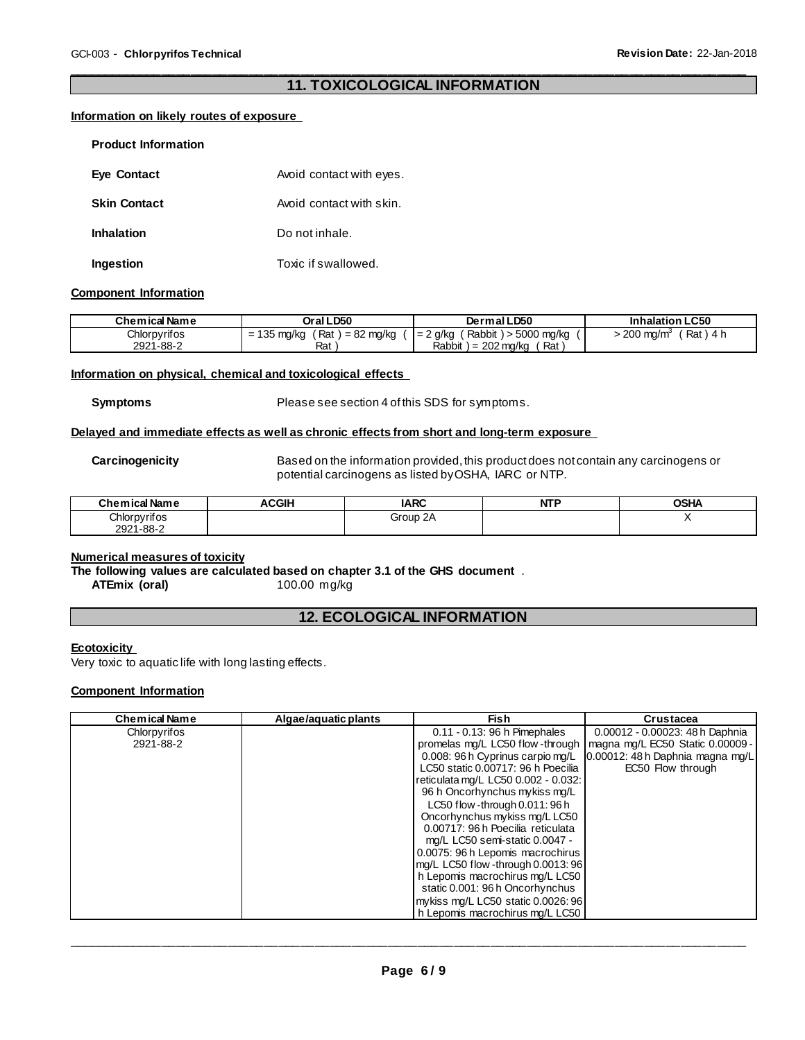## 11. TOXICOLOGICAL INFORMATION

**Information on likely routes of exposure**

**Product Information**

**Eye Contact** Avoid contact with eyes.

**Skin Contact** Avoid contact with skin.

**Inhalation** Do not inhale.

**Ingestion** Toxic if swallowed.

**Component Information**

| Chemical Name | Oral LD50 | Dermal LD50 | Inhalation LC50 |
|---|---|---|---|
| Chlorpyrifos 2921-88-2 | = 135 mg/kg ( Rat ) = 82 mg/kg ( Rat ) | = 2 g/kg ( Rabbit ) > 5000 mg/kg ( Rabbit ) = 202 mg/kg ( Rat ) | > 200 mg/m$^3$ ( Rat ) 4 h |

**Information on physical, chemical and toxicological effects**

**Symptoms** Please see section 4 of this SDS for symptoms.

**Delayed and immediate effects as well as chronic effects from short and long-term exposure**

**Carcinogenicity** Based on the information provided, this product does not contain any carcinogens or potential carcinogens as listed by OSHA, IARC or NTP.

| Chemical Name | ACGIH | IARC | NTP | OSHA |
|---|---|---|---|---|
| Chlorpyrifos 2921-88-2 | | Group 2A | | X |

**Numerical measures of toxicity**

**The following values are calculated based on chapter 3.1 of the GHS document** .

**ATEmix (oral)** 100.00 mg/kg

## 12. ECOLOGICAL INFORMATION

**Ecotoxicity**

Very toxic to aquatic life with long lasting effects.

**Component Information**

| Chemical Name | Algae/aquatic plants | Fish | Crustacea |
|---|---|---|---|
| Chlorpyrifos 2921-88-2 | | 0.11 - 0.13: 96 h Pimephales promelas mg/L LC50 flow-through 0.008: 96 h Cyprinus carpio mg/L LC50 static 0.00717: 96 h Poecilia reticulata mg/L LC50 0.002 - 0.032: 96 h Oncorhynchus mykiss mg/L LC50 flow-through 0.011: 96 h Oncorhynchus mykiss mg/L LC50 0.00717: 96 h Poecilia reticulata mg/L LC50 semi-static 0.0047 - 0.0075: 96 h Lepomis macrochirus mg/L LC50 flow-through 0.0013: 96 h Lepomis macrochirus mg/L LC50 static 0.001: 96 h Oncorhynchus mykiss mg/L LC50 static 0.0026: 96 h Lepomis macrochirus mg/L LC50 | 0.00012 - 0.00023: 48 h Daphnia magna mg/L EC50 Static 0.00009 - 0.00012: 48 h Daphnia magna mg/L EC50 Flow through |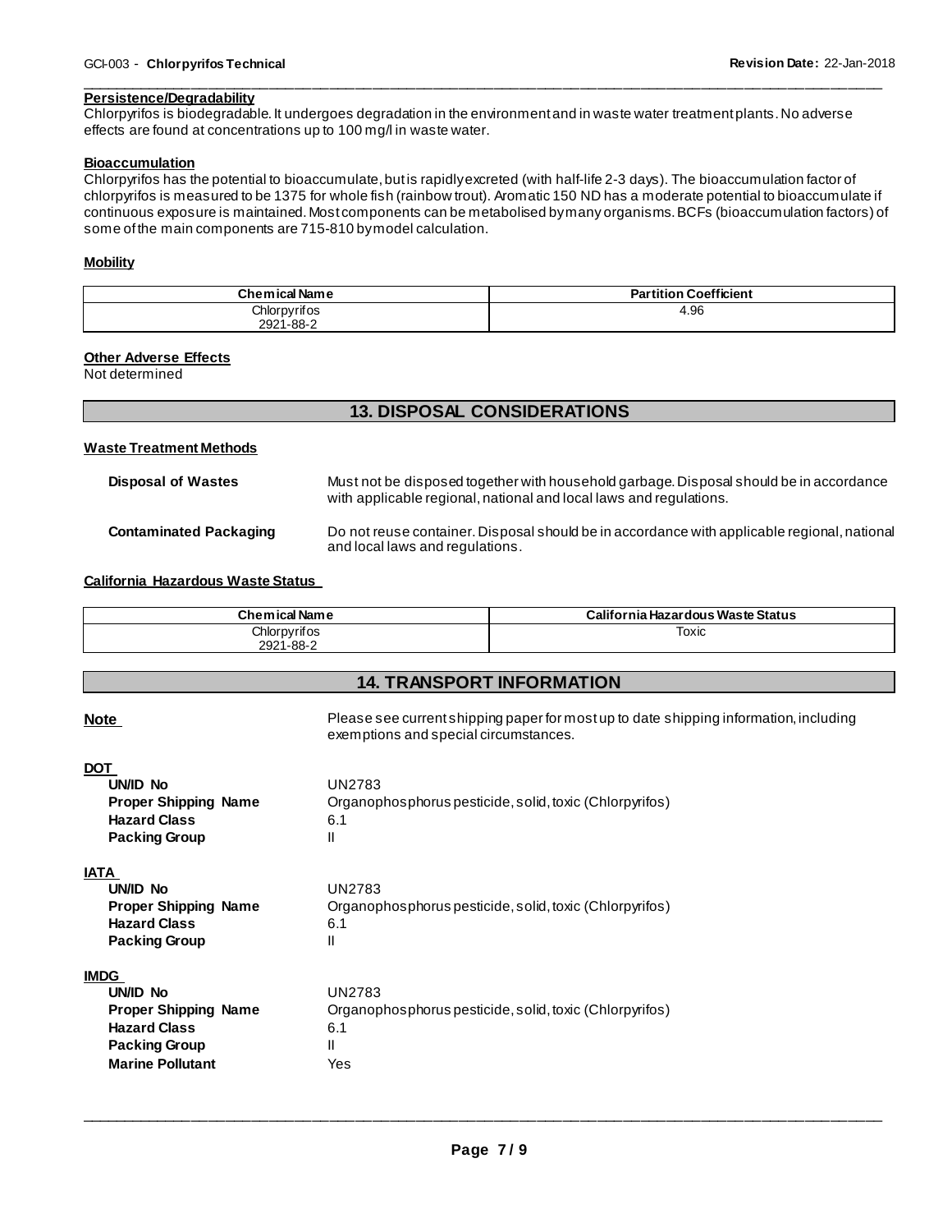#### Persistence/Degradability

Chlorpyrifos is biodegradable. It undergoes degradation in the environment and in waste water treatment plants. No adverse effects are found at concentrations up to 100 mg/l in waste water.

#### Bioaccumulation

Chlorpyrifos has the potential to bioaccumulate, but is rapidly excreted (with half-life 2-3 days). The bioaccumulation factor of chlorpyrifos is measured to be 1375 for whole fish (rainbow trout). Aromatic 150 ND has a moderate potential to bioaccumulate if continuous exposure is maintained. Most components can be metabolised by many organisms. BCFs (bioaccumulation factors) of some of the main components are 715-810 by model calculation.

#### Mobility

| Chemical Name | Partition Coefficient |
|---|---|
| Chlorpyrifos<br>2921-88-2 | 4.96 |

#### Other Adverse Effects

Not determined

## 13. DISPOSAL CONSIDERATIONS

#### Waste Treatment Methods

**Disposal of Wastes** Must not be disposed together with household garbage. Disposal should be in accordance with applicable regional, national and local laws and regulations.

**Contaminated Packaging** Do not reuse container. Disposal should be in accordance with applicable regional, national and local laws and regulations.

#### California Hazardous Waste Status

| Chemical Name | California Hazardous Waste Status |
|---|---|
| Chlorpyrifos<br>2921-88-2 | Toxic |

## 14. TRANSPORT INFORMATION

**Note** Please see current shipping paper for most up to date shipping information, including exemptions and special circumstances.

#### DOT

**UN/ID No** UN2783
**Proper Shipping Name** Organophosphorus pesticide, solid, toxic (Chlorpyrifos)
**Hazard Class** 6.1
**Packing Group** II

#### IATA

**UN/ID No** UN2783
**Proper Shipping Name** Organophosphorus pesticide, solid, toxic (Chlorpyrifos)
**Hazard Class** 6.1
**Packing Group** II

#### IMDG

**UN/ID No** UN2783
**Proper Shipping Name** Organophosphorus pesticide, solid, toxic (Chlorpyrifos)
**Hazard Class** 6.1
**Packing Group** II
**Marine Pollutant** Yes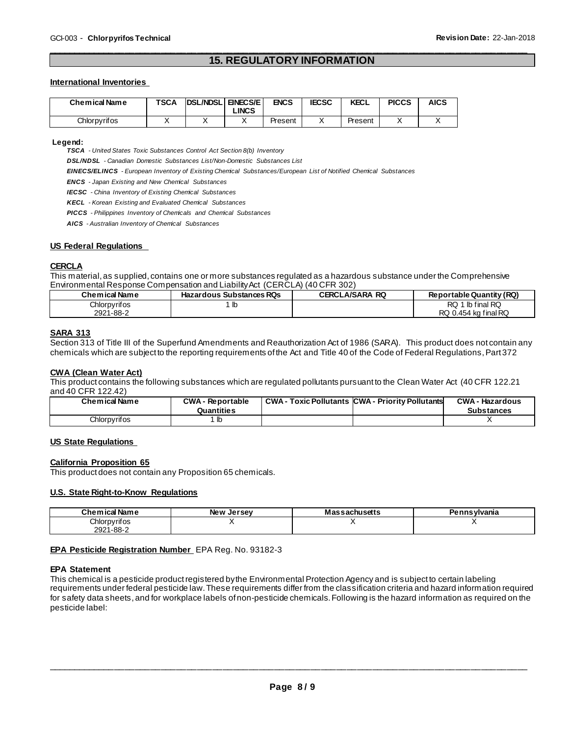## 15. REGULATORY INFORMATION

### International Inventories

| Chemical Name | TSCA | DSL/NDSL | EINECS/ELINCS | ENCS | IECSC | KECL | PICCS | AICS |
|---|---|---|---|---|---|---|---|---|
| Chlorpyrifos | X | X | X | Present | X | Present | X | X |

**Legend:**

***TSCA*** *- United States Toxic Substances Control Act Section 8(b) Inventory*

***DSL/NDSL*** *- Canadian Domestic Substances List/Non-Domestic Substances List*

***EINECS/ELINCS*** *- European Inventory of Existing Chemical Substances/European List of Notified Chemical Substances*

***ENCS*** *- Japan Existing and New Chemical Substances*

***IECSC*** *- China Inventory of Existing Chemical Substances*

***KECL*** *- Korean Existing and Evaluated Chemical Substances*

***PICCS*** *- Philippines Inventory of Chemicals and Chemical Substances*

***AICS*** *- Australian Inventory of Chemical Substances*

### US Federal Regulations

**CERCLA**

This material, as supplied, contains one or more substances regulated as a hazardous substance under the Comprehensive Environmental Response Compensation and Liability Act (CERCLA) (40 CFR 302)

| Chemical Name | Hazardous Substances RQs | CERCLA/SARA RQ | Reportable Quantity (RQ) |
|---|---|---|---|
| Chlorpyrifos 2921-88-2 | 1 lb | | RQ 1 lb final RQ RQ 0.454 kg final RQ |

**SARA 313**

Section 313 of Title III of the Superfund Amendments and Reauthorization Act of 1986 (SARA). This product does not contain any chemicals which are subject to the reporting requirements of the Act and Title 40 of the Code of Federal Regulations, Part 372

**CWA (Clean Water Act)**

This product contains the following substances which are regulated pollutants pursuant to the Clean Water Act (40 CFR 122.21 and 40 CFR 122.42)

| Chemical Name | CWA - Reportable Quantities | CWA - Toxic Pollutants | CWA - Priority Pollutants | CWA - Hazardous Substances |
|---|---|---|---|---|
| Chlorpyrifos | 1 lb | | | X |

### US State Regulations

**California Proposition 65**

This product does not contain any Proposition 65 chemicals.

**U.S. State Right-to-Know Regulations**

| Chemical Name | New Jersey | Massachusetts | Pennsylvania |
|---|---|---|---|
| Chlorpyrifos 2921-88-2 | X | X | X |

**EPA Pesticide Registration Number** EPA Reg. No. 93182-3

**EPA Statement**

This chemical is a pesticide product registered by the Environmental Protection Agency and is subject to certain labeling requirements under federal pesticide law. These requirements differ from the classification criteria and hazard information required for safety data sheets, and for workplace labels of non-pesticide chemicals. Following is the hazard information as required on the pesticide label: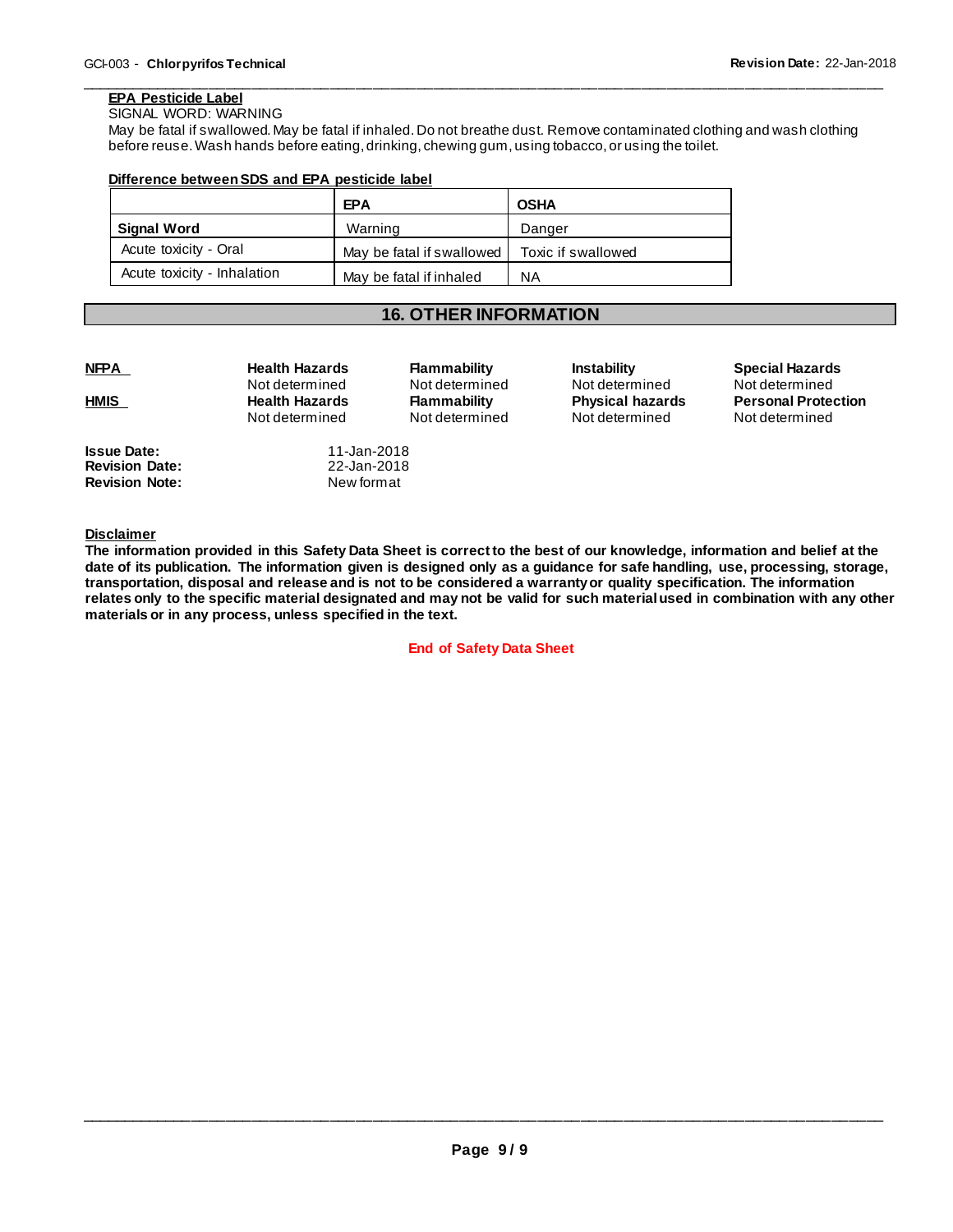**EPA Pesticide Label**

SIGNAL WORD: WARNING

May be fatal if swallowed. May be fatal if inhaled. Do not breathe dust. Remove contaminated clothing and wash clothing before reuse. Wash hands before eating, drinking, chewing gum, using tobacco, or using the toilet.

**Difference between SDS and EPA pesticide label**

| | EPA | OSHA |
|---|---|---|
| **Signal Word** | Warning | Danger |
| Acute toxicity - Oral | May be fatal if swallowed | Toxic if swallowed |
| Acute toxicity - Inhalation | May be fatal if inhaled | NA |

## 16. OTHER INFORMATION

| | | | | |
|---|---|---|---|---|
| **NFPA** | **Health Hazards** | **Flammability** | **Instability** | **Special Hazards** |
| | Not determined | Not determined | Not determined | Not determined |
| **HMIS** | **Health Hazards** | **Flammability** | **Physical hazards** | **Personal Protection** |
| | Not determined | Not determined | Not determined | Not determined |

**Issue Date:** 11-Jan-2018
**Revision Date:** 22-Jan-2018
**Revision Note:** New format

**Disclaimer**

**The information provided in this Safety Data Sheet is correct to the best of our knowledge, information and belief at the date of its publication. The information given is designed only as a guidance for safe handling, use, processing, storage, transportation, disposal and release and is not to be considered a warranty or quality specification. The information relates only to the specific material designated and may not be valid for such material used in combination with any other materials or in any process, unless specified in the text.**

**End of Safety Data Sheet**